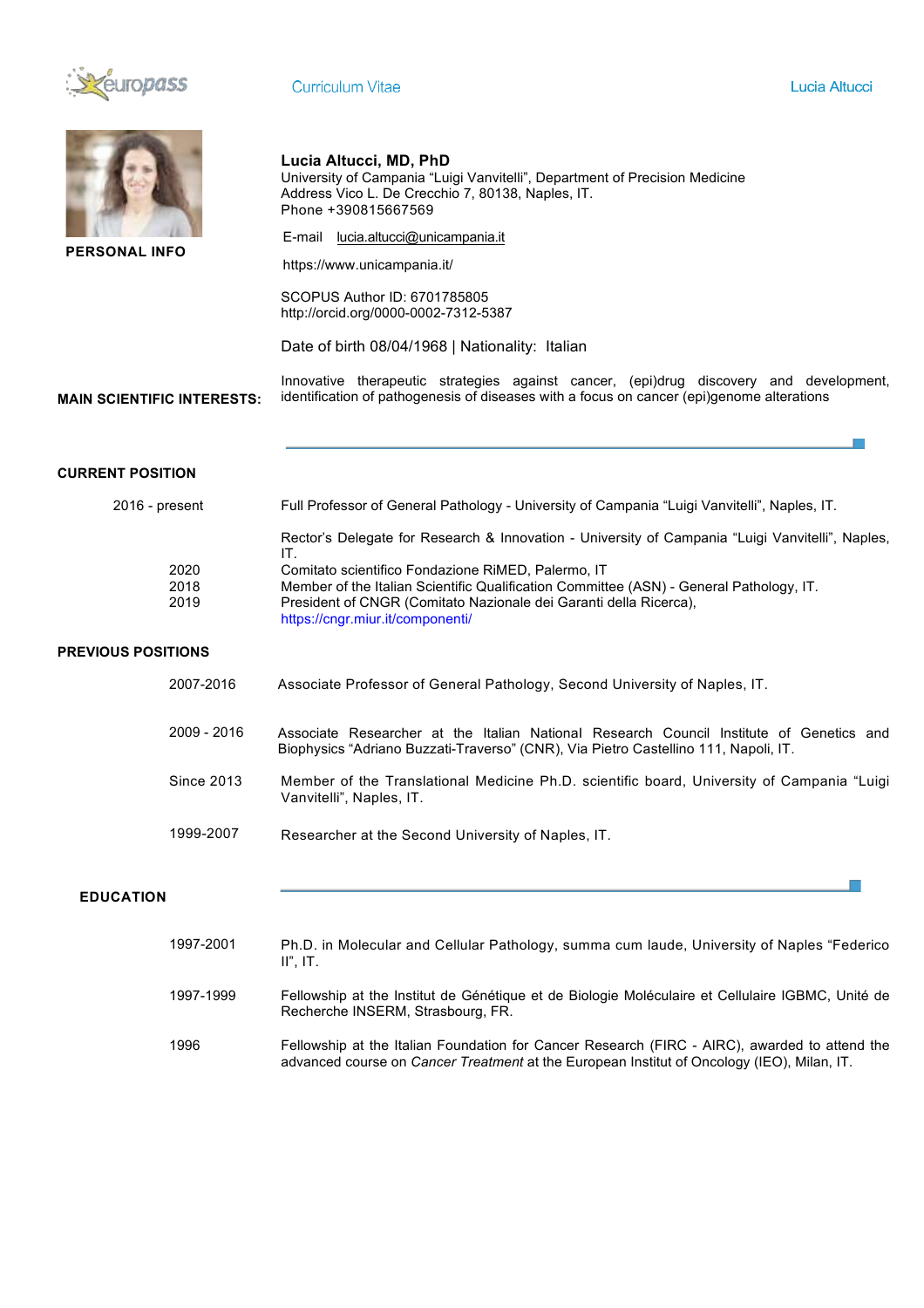Curriculum Vitae

Lucia Altucci

## PERSONAL INFO

**Lucia Altucci, MD, PhD**
University of Campania "Luigi Vanvitelli", Department of Precision Medicine
Address Vico L. De Crecchio 7, 80138, Naples, IT.
Phone +390815667569

E-mail lucia.altucci@unicampania.it

https://www.unicampania.it/

SCOPUS Author ID: 6701785805
http://orcid.org/0000-0002-7312-5387

Date of birth 08/04/1968 | Nationality: Italian

## MAIN SCIENTIFIC INTERESTS:

Innovative therapeutic strategies against cancer, (epi)drug discovery and development, identification of pathogenesis of diseases with a focus on cancer (epi)genome alterations

## CURRENT POSITION

| | |
|---|---|
| 2016 - present | Full Professor of General Pathology - University of Campania "Luigi Vanvitelli", Naples, IT. |
| | Rector's Delegate for Research & Innovation - University of Campania "Luigi Vanvitelli", Naples, IT. |
| 2020 | Comitato scientifico Fondazione RiMED, Palermo, IT |
| 2018 | Member of the Italian Scientific Qualification Committee (ASN) - General Pathology, IT. |
| 2019 | President of CNGR (Comitato Nazionale dei Garanti della Ricerca), https://cngr.miur.it/componenti/ |

## PREVIOUS POSITIONS

| | |
|---|---|
| 2007-2016 | Associate Professor of General Pathology, Second University of Naples, IT. |
| 2009 - 2016 | Associate Researcher at the Italian National Research Council Institute of Genetics and Biophysics "Adriano Buzzati-Traverso" (CNR), Via Pietro Castellino 111, Napoli, IT. |
| Since 2013 | Member of the Translational Medicine Ph.D. scientific board, University of Campania "Luigi Vanvitelli", Naples, IT. |
| 1999-2007 | Researcher at the Second University of Naples, IT. |

## EDUCATION

| | |
|---|---|
| 1997-2001 | Ph.D. in Molecular and Cellular Pathology, summa cum laude, University of Naples "Federico II", IT. |
| 1997-1999 | Fellowship at the Institut de Génétique et de Biologie Moléculaire et Cellulaire IGBMC, Unité de Recherche INSERM, Strasbourg, FR. |
| 1996 | Fellowship at the Italian Foundation for Cancer Research (FIRC - AIRC), awarded to attend the advanced course on *Cancer Treatment* at the European Institut of Oncology (IEO), Milan, IT. |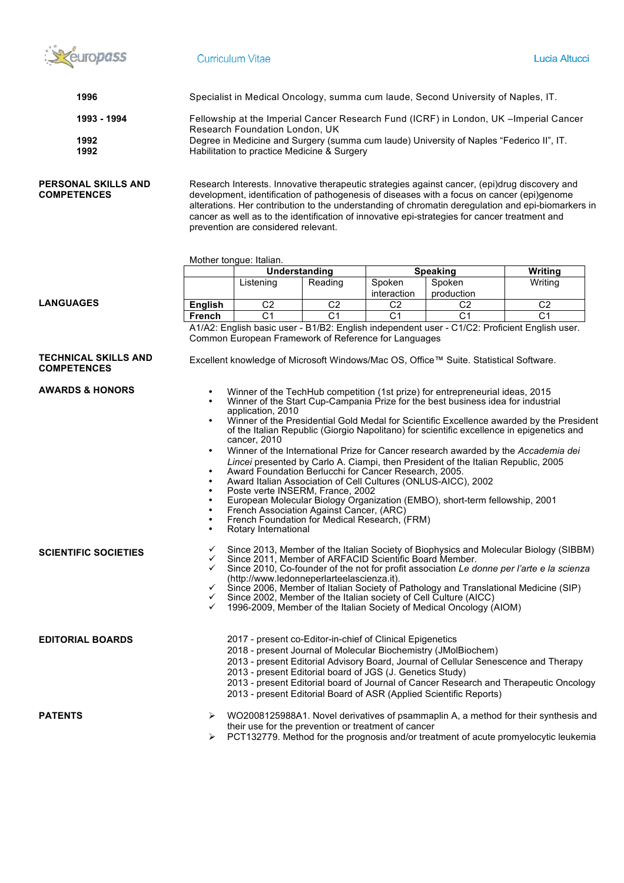1996 — Specialist in Medical Oncology, summa cum laude, Second University of Naples, IT.

1993 - 1994 — Fellowship at the Imperial Cancer Research Fund (ICRF) in London, UK –Imperial Cancer Research Foundation London, UK

1992 — Degree in Medicine and Surgery (summa cum laude) University of Naples "Federico II", IT.

1992 — Habilitation to practice Medicine & Surgery

## PERSONAL SKILLS AND COMPETENCES

Research Interests. Innovative therapeutic strategies against cancer, (epi)drug discovery and development, identification of pathogenesis of diseases with a focus on cancer (epi)genome alterations. Her contribution to the understanding of chromatin deregulation and epi-biomarkers in cancer as well as to the identification of innovative epi-strategies for cancer treatment and prevention are considered relevant.

Mother tongue: Italian.

## LANGUAGES

| | Understanding | | Speaking | | Writing |
|---|---|---|---|---|---|
| | Listening | Reading | Spoken interaction | Spoken production | Writing |
| **English** | C2 | C2 | C2 | C2 | C2 |
| **French** | C1 | C1 | C1 | C1 | C1 |

A1/A2: English basic user - B1/B2: English independent user - C1/C2: Proficient English user. Common European Framework of Reference for Languages

## TECHNICAL SKILLS AND COMPETENCES

Excellent knowledge of Microsoft Windows/Mac OS, Office™ Suite. Statistical Software.

## AWARDS & HONORS

- Winner of the TechHub competition (1st prize) for entrepreneurial ideas, 2015
- Winner of the Start Cup-Campania Prize for the best business idea for industrial application, 2010
- Winner of the Presidential Gold Medal for Scientific Excellence awarded by the President of the Italian Republic (Giorgio Napolitano) for scientific excellence in epigenetics and cancer, 2010
- Winner of the International Prize for Cancer research awarded by the *Accademia dei Lincei* presented by Carlo A. Ciampi, then President of the Italian Republic, 2005
- Award Foundation Berlucchi for Cancer Research, 2005.
- Award Italian Association of Cell Cultures (ONLUS-AICC), 2002
- Poste verte INSERM, France, 2002
- European Molecular Biology Organization (EMBO), short-term fellowship, 2001
- French Association Against Cancer, (ARC)
- French Foundation for Medical Research, (FRM)
- Rotary International

## SCIENTIFIC SOCIETIES

- ✓ Since 2013, Member of the Italian Society of Biophysics and Molecular Biology (SIBBM)
- ✓ Since 2011, Member of ARFACID Scientific Board Member.
- ✓ Since 2010, Co-founder of the not for profit association *Le donne per l'arte e la scienza* (http://www.ledonneperlarteelascienza.it).
- ✓ Since 2006, Member of Italian Society of Pathology and Translational Medicine (SIP)
- ✓ Since 2002, Member of the Italian society of Cell Culture (AICC)
- ✓ 1996-2009, Member of the Italian Society of Medical Oncology (AIOM)

## EDITORIAL BOARDS

2017 - present co-Editor-in-chief of Clinical Epigenetics
2018 - present Journal of Molecular Biochemistry (JMolBiochem)
2013 - present Editorial Advisory Board, Journal of Cellular Senescence and Therapy
2013 - present Editorial board of JGS (J. Genetics Study)
2013 - present Editorial board of Journal of Cancer Research and Therapeutic Oncology
2013 - present Editorial Board of ASR (Applied Scientific Reports)

## PATENTS

- ➢ WO2008125988A1. Novel derivatives of psammaplin A, a method for their synthesis and their use for the prevention or treatment of cancer
- ➢ PCT132779. Method for the prognosis and/or treatment of acute promyelocytic leukemia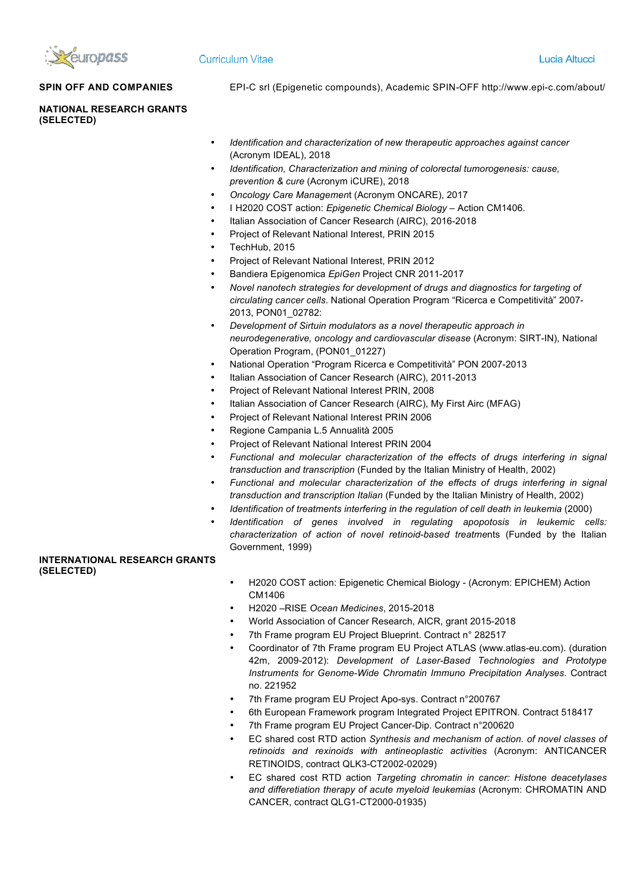**SPIN OFF AND COMPANIES**

EPI-C srl (Epigenetic compounds), Academic SPIN-OFF http://www.epi-c.com/about/

**NATIONAL RESEARCH GRANTS (SELECTED)**

- *Identification and characterization of new therapeutic approaches against cancer* (Acronym IDEAL), 2018
- *Identification, Characterization and mining of colorectal tumorogenesis: cause, prevention & cure* (Acronym iCURE), 2018
- *Oncology Care Managemen*t (Acronym ONCARE), 2017
- I H2020 COST action: *Epigenetic Chemical Biology* – Action CM1406.
- Italian Association of Cancer Research (AIRC), 2016-2018
- Project of Relevant National Interest, PRIN 2015
- TechHub, 2015
- Project of Relevant National Interest, PRIN 2012
- Bandiera Epigenomica *EpiGen* Project CNR 2011-2017
- *Novel nanotech strategies for development of drugs and diagnostics for targeting of circulating cancer cells*. National Operation Program "Ricerca e Competitività" 2007-2013, PON01_02782:
- *Development of Sirtuin modulators as a novel therapeutic approach in neurodegenerative, oncology and cardiovascular disease* (Acronym: SIRT-IN), National Operation Program, (PON01_01227)
- National Operation "Program Ricerca e Competitività" PON 2007-2013
- Italian Association of Cancer Research (AIRC), 2011-2013
- Project of Relevant National Interest PRIN, 2008
- Italian Association of Cancer Research (AIRC), My First Airc (MFAG)
- Project of Relevant National Interest PRIN 2006
- Regione Campania L.5 Annualità 2005
- Project of Relevant National Interest PRIN 2004
- *Functional and molecular characterization of the effects of drugs interfering in signal transduction and transcription* (Funded by the Italian Ministry of Health, 2002)
- *Functional and molecular characterization of the effects of drugs interfering in signal transduction and transcription Italian* (Funded by the Italian Ministry of Health, 2002)
- *Identification of treatments interfering in the regulation of cell death in leukemia* (2000)
- *Identification of genes involved in regulating apoptosis in leukemic cells: characterization of action of novel retinoid-based treatme*nts (Funded by the Italian Government, 1999)

**INTERNATIONAL RESEARCH GRANTS (SELECTED)**

- H2020 COST action: Epigenetic Chemical Biology - (Acronym: EPICHEM) Action CM1406
- H2020 –RISE *Ocean Medicines*, 2015-2018
- World Association of Cancer Research, AICR, grant 2015-2018
- 7th Frame program EU Project Blueprint. Contract n° 282517
- Coordinator of 7th Frame program EU Project ATLAS (www.atlas-eu.com). (duration 42m, 2009-2012): *Development of Laser-Based Technologies and Prototype Instruments for Genome-Wide Chromatin Immuno Precipitation Analyses*. Contract no. 221952
- 7th Frame program EU Project Apo-sys. Contract n°200767
- 6th European Framework program Integrated Project EPITRON. Contract 518417
- 7th Frame program EU Project Cancer-Dip. Contract n°200620
- EC shared cost RTD action *Synthesis and mechanism of action. of novel classes of retinoids and rexinoids with antineoplastic activities* (Acronym: ANTICANCER RETINOIDS, contract QLK3-CT2002-02029)
- EC shared cost RTD action *Targeting chromatin in cancer: Histone deacetylases and differetiation therapy of acute myeloid leukemias* (Acronym: CHROMATIN AND CANCER, contract QLG1-CT2000-01935)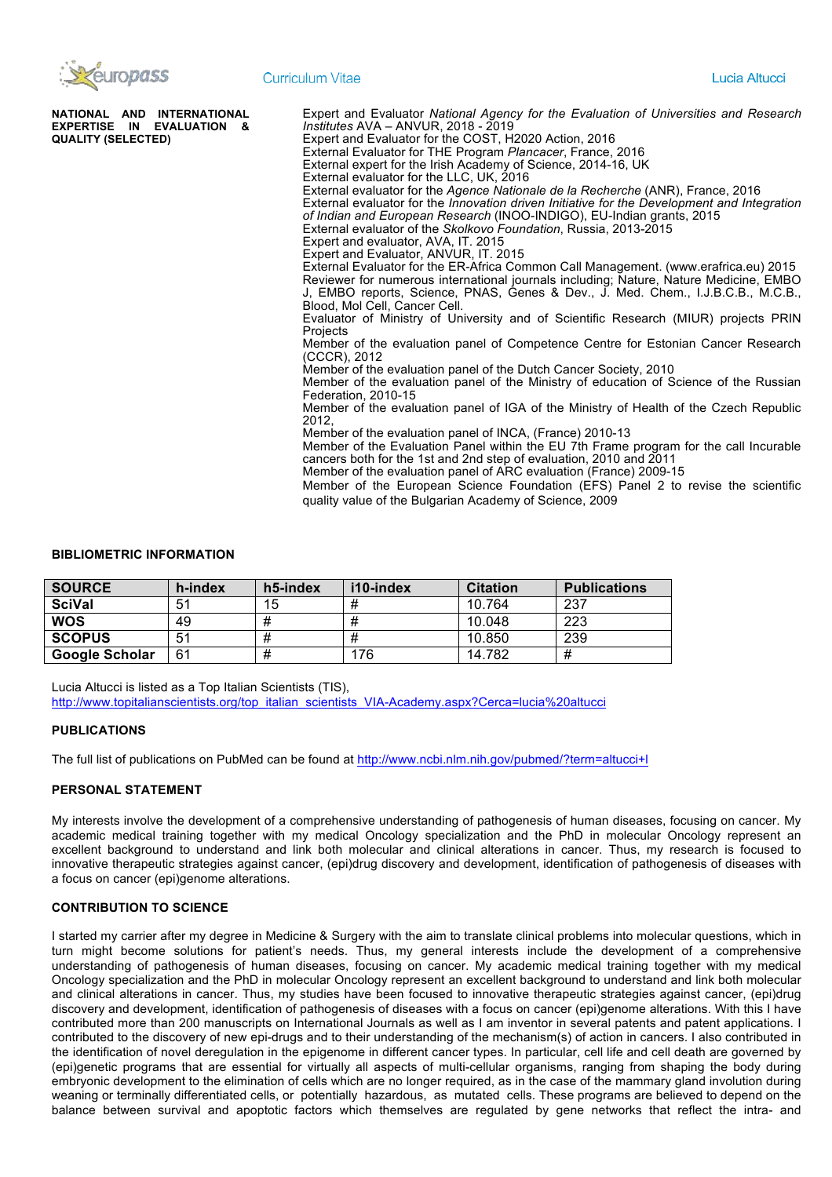**NATIONAL AND INTERNATIONAL EXPERTISE IN EVALUATION & QUALITY (SELECTED)**

Expert and Evaluator *National Agency for the Evaluation of Universities and Research Institutes* AVA – ANVUR, 2018 - 2019
Expert and Evaluator for the COST, H2020 Action, 2016
External Evaluator for THE Program *Plancacer*, France, 2016
External expert for the Irish Academy of Science, 2014-16, UK
External evaluator for the LLC, UK, 2016
External evaluator for the *Agence Nationale de la Recherche* (ANR), France, 2016
External evaluator for the *Innovation driven Initiative for the Development and Integration of Indian and European Research* (INOO-INDIGO), EU-Indian grants, 2015
External evaluator of the *Skolkovo Foundation*, Russia, 2013-2015
Expert and evaluator, AVA, IT. 2015
Expert and Evaluator, ANVUR, IT. 2015
External Evaluator for the ER-Africa Common Call Management. (www.erafrica.eu) 2015
Reviewer for numerous international journals including; Nature, Nature Medicine, EMBO J, EMBO reports, Science, PNAS, Genes & Dev., J. Med. Chem., I.J.B.C.B., M.C.B., Blood, Mol Cell, Cancer Cell.
Evaluator of Ministry of University and of Scientific Research (MIUR) projects PRIN Projects
Member of the evaluation panel of Competence Centre for Estonian Cancer Research (CCCR), 2012
Member of the evaluation panel of the Dutch Cancer Society, 2010
Member of the evaluation panel of the Ministry of education of Science of the Russian Federation, 2010-15
Member of the evaluation panel of IGA of the Ministry of Health of the Czech Republic 2012,
Member of the evaluation panel of INCA, (France) 2010-13
Member of the Evaluation Panel within the EU 7th Frame program for the call Incurable cancers both for the 1st and 2nd step of evaluation, 2010 and 2011
Member of the evaluation panel of ARC evaluation (France) 2009-15
Member of the European Science Foundation (EFS) Panel 2 to revise the scientific quality value of the Bulgarian Academy of Science, 2009

**BIBLIOMETRIC INFORMATION**

| SOURCE | h-index | h5-index | i10-index | Citation | Publications |
|---|---|---|---|---|---|
| **SciVal** | 51 | 15 | # | 10.764 | 237 |
| **WOS** | 49 | # | # | 10.048 | 223 |
| **SCOPUS** | 51 | # | # | 10.850 | 239 |
| **Google Scholar** | 61 | # | 176 | 14.782 | # |

Lucia Altucci is listed as a Top Italian Scientists (TIS),
http://www.topitalianscientists.org/top_italian_scientists_VIA-Academy.aspx?Cerca=lucia%20altucci

**PUBLICATIONS**

The full list of publications on PubMed can be found at http://www.ncbi.nlm.nih.gov/pubmed/?term=altucci+l

**PERSONAL STATEMENT**

My interests involve the development of a comprehensive understanding of pathogenesis of human diseases, focusing on cancer. My academic medical training together with my medical Oncology specialization and the PhD in molecular Oncology represent an excellent background to understand and link both molecular and clinical alterations in cancer. Thus, my research is focused to innovative therapeutic strategies against cancer, (epi)drug discovery and development, identification of pathogenesis of diseases with a focus on cancer (epi)genome alterations.

**CONTRIBUTION TO SCIENCE**

I started my carrier after my degree in Medicine & Surgery with the aim to translate clinical problems into molecular questions, which in turn might become solutions for patient's needs. Thus, my general interests include the development of a comprehensive understanding of pathogenesis of human diseases, focusing on cancer. My academic medical training together with my medical Oncology specialization and the PhD in molecular Oncology represent an excellent background to understand and link both molecular and clinical alterations in cancer. Thus, my studies have been focused to innovative therapeutic strategies against cancer, (epi)drug discovery and development, identification of pathogenesis of diseases with a focus on cancer (epi)genome alterations. With this I have contributed more than 200 manuscripts on International Journals as well as I am inventor in several patents and patent applications. I contributed to the discovery of new epi-drugs and to their understanding of the mechanism(s) of action in cancers. I also contributed in the identification of novel deregulation in the epigenome in different cancer types. In particular, cell life and cell death are governed by (epi)genetic programs that are essential for virtually all aspects of multi-cellular organisms, ranging from shaping the body during embryonic development to the elimination of cells which are no longer required, as in the case of the mammary gland involution during weaning or terminally differentiated cells, or potentially hazardous, as mutated cells. These programs are believed to depend on the balance between survival and apoptotic factors which themselves are regulated by gene networks that reflect the intra- and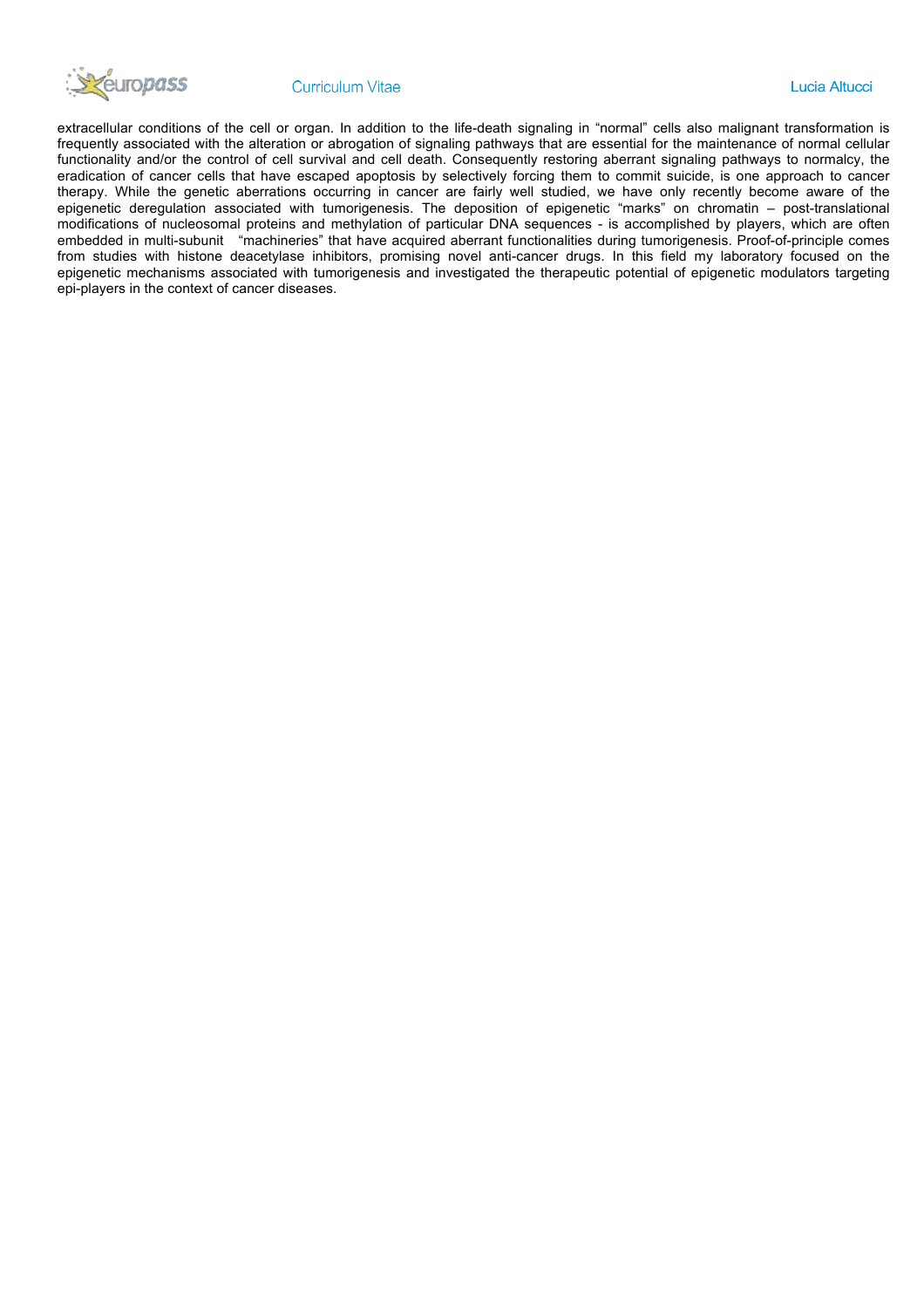extracellular conditions of the cell or organ. In addition to the life-death signaling in “normal” cells also malignant transformation is frequently associated with the alteration or abrogation of signaling pathways that are essential for the maintenance of normal cellular functionality and/or the control of cell survival and cell death. Consequently restoring aberrant signaling pathways to normalcy, the eradication of cancer cells that have escaped apoptosis by selectively forcing them to commit suicide, is one approach to cancer therapy. While the genetic aberrations occurring in cancer are fairly well studied, we have only recently become aware of the epigenetic deregulation associated with tumorigenesis. The deposition of epigenetic “marks” on chromatin – post-translational modifications of nucleosomal proteins and methylation of particular DNA sequences - is accomplished by players, which are often embedded in multi-subunit “machineries” that have acquired aberrant functionalities during tumorigenesis. Proof-of-principle comes from studies with histone deacetylase inhibitors, promising novel anti-cancer drugs. In this field my laboratory focused on the epigenetic mechanisms associated with tumorigenesis and investigated the therapeutic potential of epigenetic modulators targeting epi-players in the context of cancer diseases.